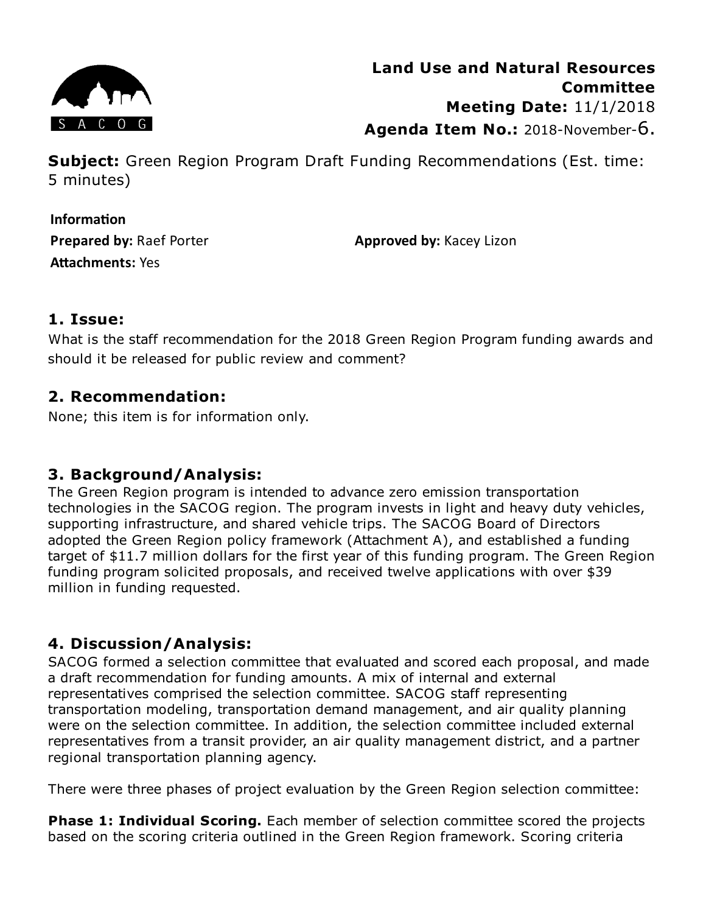**Land Use and Natural Resources Committee**
**Meeting Date:** 11/1/2018
**Agenda Item No.:** 2018-November-6.

**Subject:** Green Region Program Draft Funding Recommendations (Est. time: 5 minutes)

**Information**
**Prepared by:** Raef Porter **Approved by:** Kacey Lizon
**Attachments:** Yes

## 1. Issue:

What is the staff recommendation for the 2018 Green Region Program funding awards and should it be released for public review and comment?

## 2. Recommendation:

None; this item is for information only.

## 3. Background/Analysis:

The Green Region program is intended to advance zero emission transportation technologies in the SACOG region. The program invests in light and heavy duty vehicles, supporting infrastructure, and shared vehicle trips. The SACOG Board of Directors adopted the Green Region policy framework (Attachment A), and established a funding target of $11.7 million dollars for the first year of this funding program. The Green Region funding program solicited proposals, and received twelve applications with over $39 million in funding requested.

## 4. Discussion/Analysis:

SACOG formed a selection committee that evaluated and scored each proposal, and made a draft recommendation for funding amounts. A mix of internal and external representatives comprised the selection committee. SACOG staff representing transportation modeling, transportation demand management, and air quality planning were on the selection committee. In addition, the selection committee included external representatives from a transit provider, an air quality management district, and a partner regional transportation planning agency.

There were three phases of project evaluation by the Green Region selection committee:

**Phase 1: Individual Scoring.** Each member of selection committee scored the projects based on the scoring criteria outlined in the Green Region framework. Scoring criteria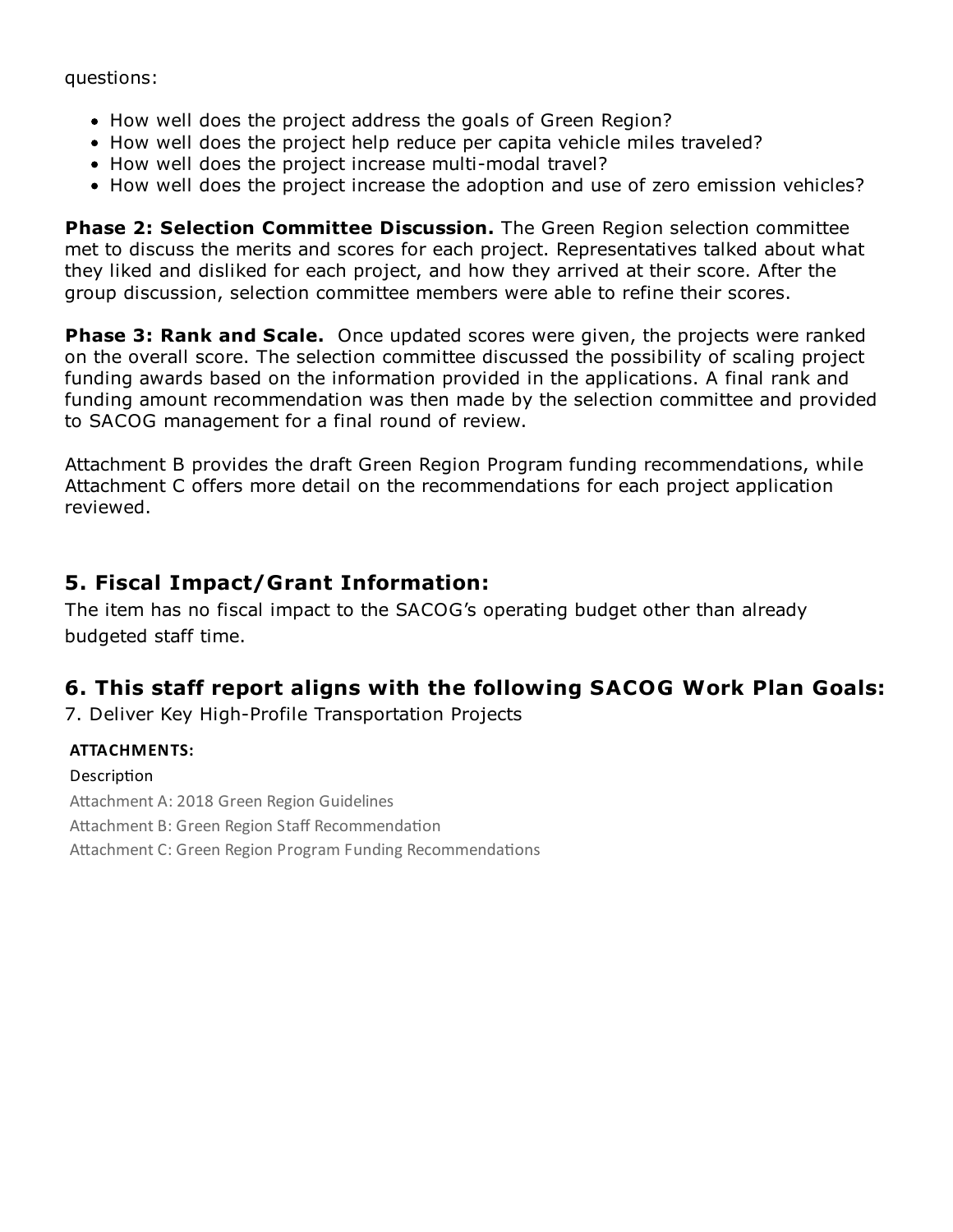questions:

- How well does the project address the goals of Green Region?
- How well does the project help reduce per capita vehicle miles traveled?
- How well does the project increase multi-modal travel?
- How well does the project increase the adoption and use of zero emission vehicles?

**Phase 2: Selection Committee Discussion.** The Green Region selection committee met to discuss the merits and scores for each project. Representatives talked about what they liked and disliked for each project, and how they arrived at their score. After the group discussion, selection committee members were able to refine their scores.

**Phase 3: Rank and Scale.** Once updated scores were given, the projects were ranked on the overall score. The selection committee discussed the possibility of scaling project funding awards based on the information provided in the applications. A final rank and funding amount recommendation was then made by the selection committee and provided to SACOG management for a final round of review.

Attachment B provides the draft Green Region Program funding recommendations, while Attachment C offers more detail on the recommendations for each project application reviewed.

## 5. Fiscal Impact/Grant Information:

The item has no fiscal impact to the SACOG's operating budget other than already budgeted staff time.

## 6. This staff report aligns with the following SACOG Work Plan Goals:

7. Deliver Key High-Profile Transportation Projects

**ATTACHMENTS:**

Description

Attachment A: 2018 Green Region Guidelines

Attachment B: Green Region Staff Recommendation

Attachment C: Green Region Program Funding Recommendations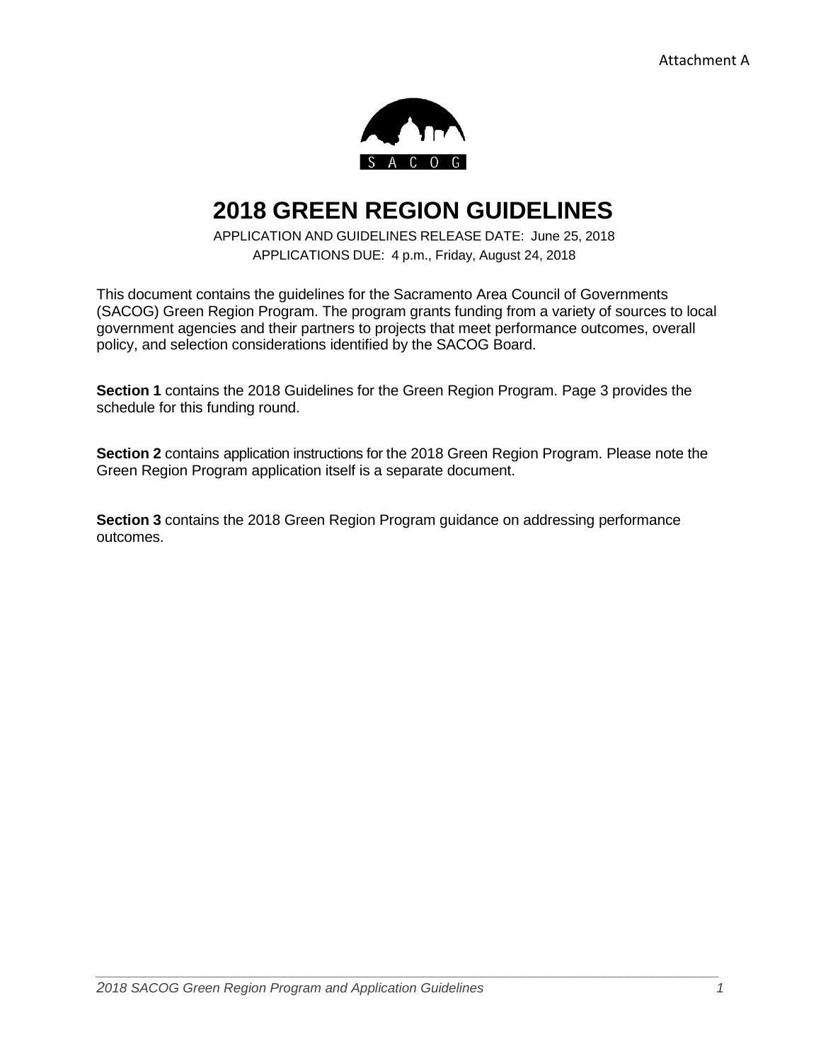Attachment A

# 2018 GREEN REGION GUIDELINES

APPLICATION AND GUIDELINES RELEASE DATE: June 25, 2018

APPLICATIONS DUE: 4 p.m., Friday, August 24, 2018

This document contains the guidelines for the Sacramento Area Council of Governments (SACOG) Green Region Program. The program grants funding from a variety of sources to local government agencies and their partners to projects that meet performance outcomes, overall policy, and selection considerations identified by the SACOG Board.

**Section 1** contains the 2018 Guidelines for the Green Region Program. Page 3 provides the schedule for this funding round.

**Section 2** contains application instructions for the 2018 Green Region Program. Please note the Green Region Program application itself is a separate document.

**Section 3** contains the 2018 Green Region Program guidance on addressing performance outcomes.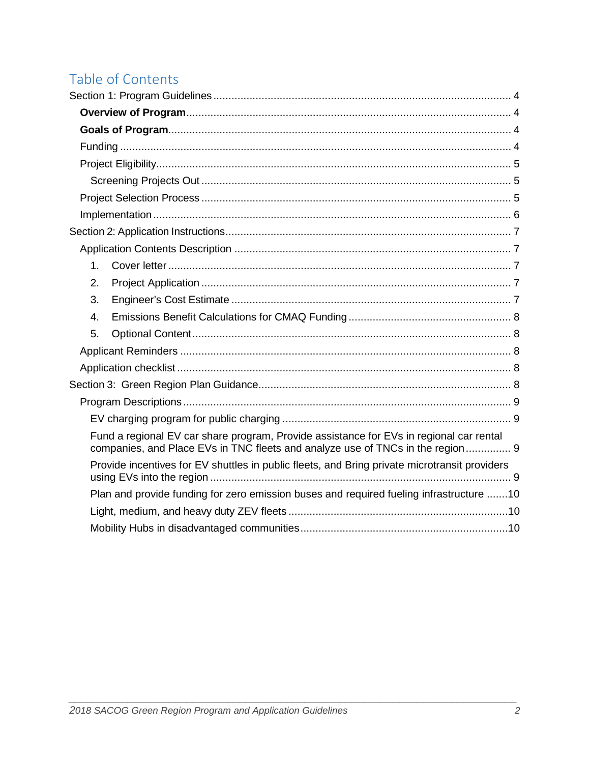# Table of Contents

Section 1: Program Guidelines ........................................................................................ 4

- **Overview of Program** ........................................................................................ 4
- **Goals of Program** .............................................................................................. 4
- Funding .............................................................................................................. 4
- Project Eligibility .................................................................................................. 5
  - Screening Projects Out ...................................................................................... 5
- Project Selection Process ...................................................................................... 5
- Implementation .................................................................................................... 6

Section 2: Application Instructions .................................................................................. 7

- Application Contents Description .......................................................................... 7
  1. Cover letter ................................................................................................... 7
  2. Project Application ........................................................................................ 7
  3. Engineer's Cost Estimate ................................................................................ 7
  4. Emissions Benefit Calculations for CMAQ Funding ............................................ 8
  5. Optional Content ............................................................................................ 8
- Applicant Reminders ............................................................................................ 8
- Application checklist ............................................................................................. 8

Section 3: Green Region Plan Guidance ......................................................................... 8

- Program Descriptions ........................................................................................... 9
  - EV charging program for public charging ........................................................... 9
  - Fund a regional EV car share program, Provide assistance for EVs in regional car rental companies, and Place EVs in TNC fleets and analyze use of TNCs in the region ............... 9
  - Provide incentives for EV shuttles in public fleets, and Bring private microtransit providers using EVs into the region ......................................................................................... 9
  - Plan and provide funding for zero emission buses and required fueling infrastructure .......10
  - Light, medium, and heavy duty ZEV fleets .......................................................10
  - Mobility Hubs in disadvantaged communities ...................................................10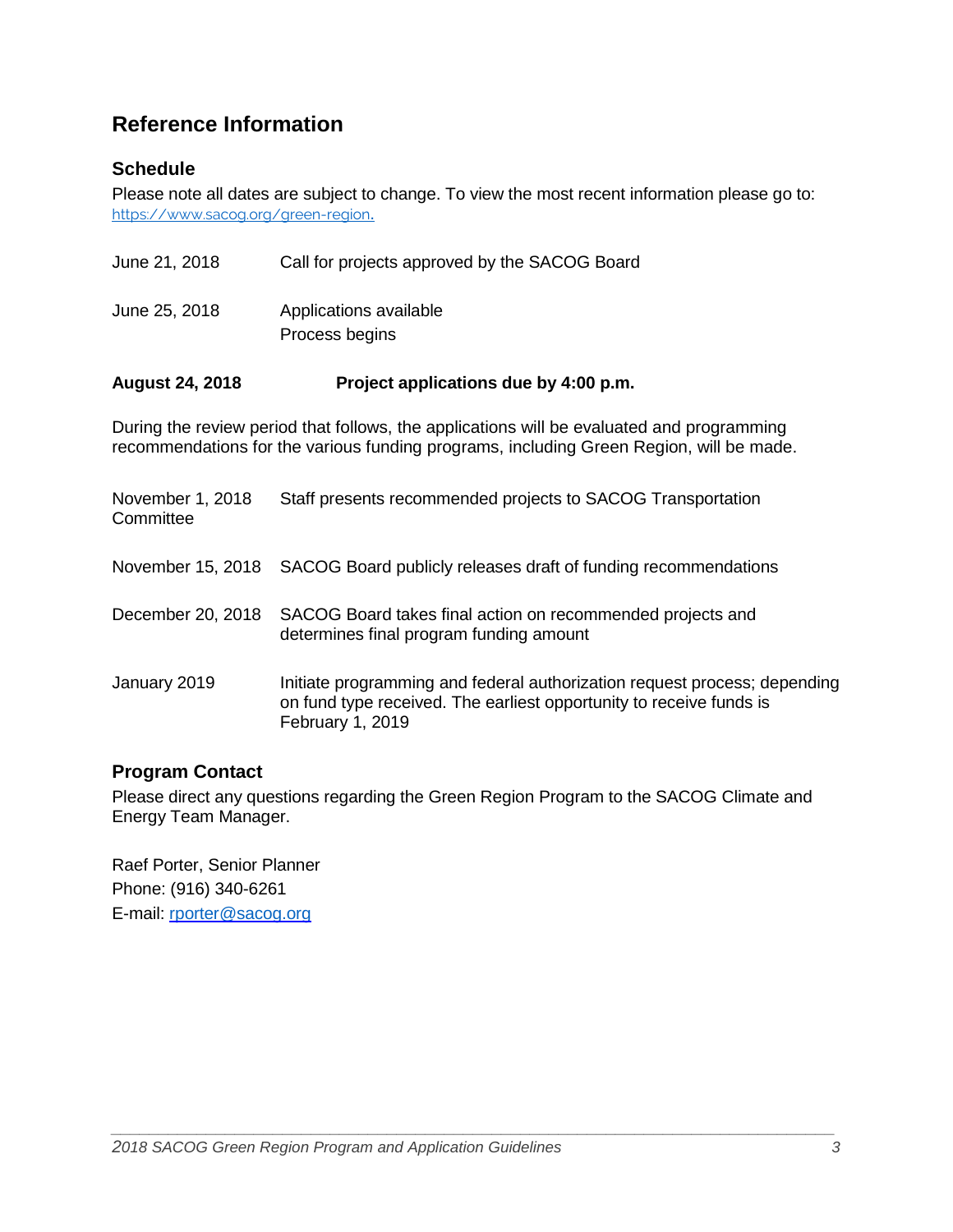## Reference Information

### Schedule

Please note all dates are subject to change. To view the most recent information please go to: https://www.sacog.org/green-region.

| | |
|---|---|
| June 21, 2018 | Call for projects approved by the SACOG Board |
| June 25, 2018 | Applications available<br>Process begins |
| **August 24, 2018** | **Project applications due by 4:00 p.m.** |

During the review period that follows, the applications will be evaluated and programming recommendations for the various funding programs, including Green Region, will be made.

| | |
|---|---|
| November 1, 2018 | Staff presents recommended projects to SACOG Transportation Committee |
| November 15, 2018 | SACOG Board publicly releases draft of funding recommendations |
| December 20, 2018 | SACOG Board takes final action on recommended projects and determines final program funding amount |
| January 2019 | Initiate programming and federal authorization request process; depending on fund type received. The earliest opportunity to receive funds is February 1, 2019 |

### Program Contact

Please direct any questions regarding the Green Region Program to the SACOG Climate and Energy Team Manager.

Raef Porter, Senior Planner
Phone: (916) 340-6261
E-mail: rporter@sacog.org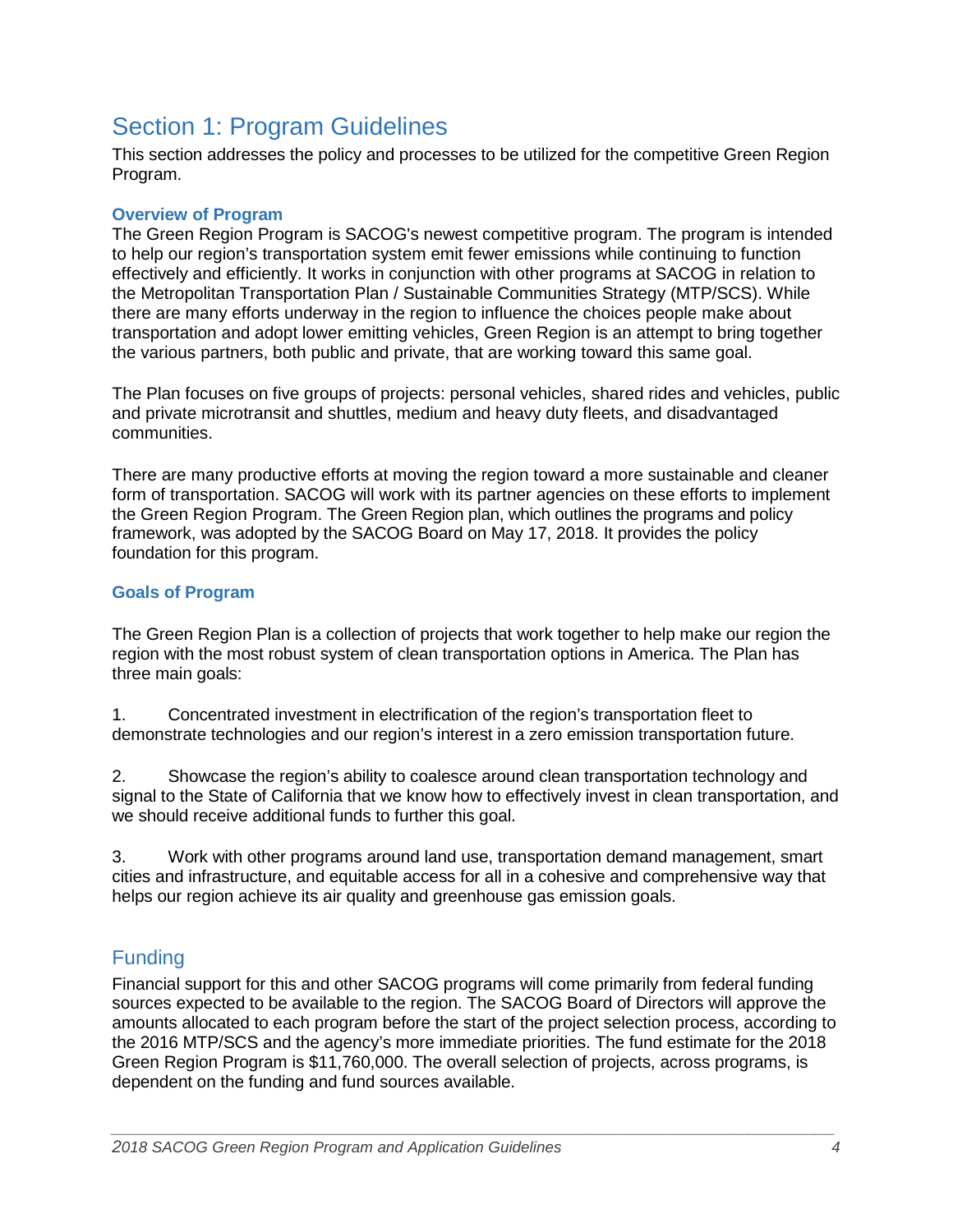# Section 1: Program Guidelines

This section addresses the policy and processes to be utilized for the competitive Green Region Program.

### Overview of Program

The Green Region Program is SACOG's newest competitive program. The program is intended to help our region's transportation system emit fewer emissions while continuing to function effectively and efficiently. It works in conjunction with other programs at SACOG in relation to the Metropolitan Transportation Plan / Sustainable Communities Strategy (MTP/SCS). While there are many efforts underway in the region to influence the choices people make about transportation and adopt lower emitting vehicles, Green Region is an attempt to bring together the various partners, both public and private, that are working toward this same goal.

The Plan focuses on five groups of projects: personal vehicles, shared rides and vehicles, public and private microtransit and shuttles, medium and heavy duty fleets, and disadvantaged communities.

There are many productive efforts at moving the region toward a more sustainable and cleaner form of transportation. SACOG will work with its partner agencies on these efforts to implement the Green Region Program. The Green Region plan, which outlines the programs and policy framework, was adopted by the SACOG Board on May 17, 2018. It provides the policy foundation for this program.

### Goals of Program

The Green Region Plan is a collection of projects that work together to help make our region the region with the most robust system of clean transportation options in America. The Plan has three main goals:

1. Concentrated investment in electrification of the region's transportation fleet to demonstrate technologies and our region's interest in a zero emission transportation future.

2. Showcase the region's ability to coalesce around clean transportation technology and signal to the State of California that we know how to effectively invest in clean transportation, and we should receive additional funds to further this goal.

3. Work with other programs around land use, transportation demand management, smart cities and infrastructure, and equitable access for all in a cohesive and comprehensive way that helps our region achieve its air quality and greenhouse gas emission goals.

## Funding

Financial support for this and other SACOG programs will come primarily from federal funding sources expected to be available to the region. The SACOG Board of Directors will approve the amounts allocated to each program before the start of the project selection process, according to the 2016 MTP/SCS and the agency's more immediate priorities. The fund estimate for the 2018 Green Region Program is $11,760,000. The overall selection of projects, across programs, is dependent on the funding and fund sources available.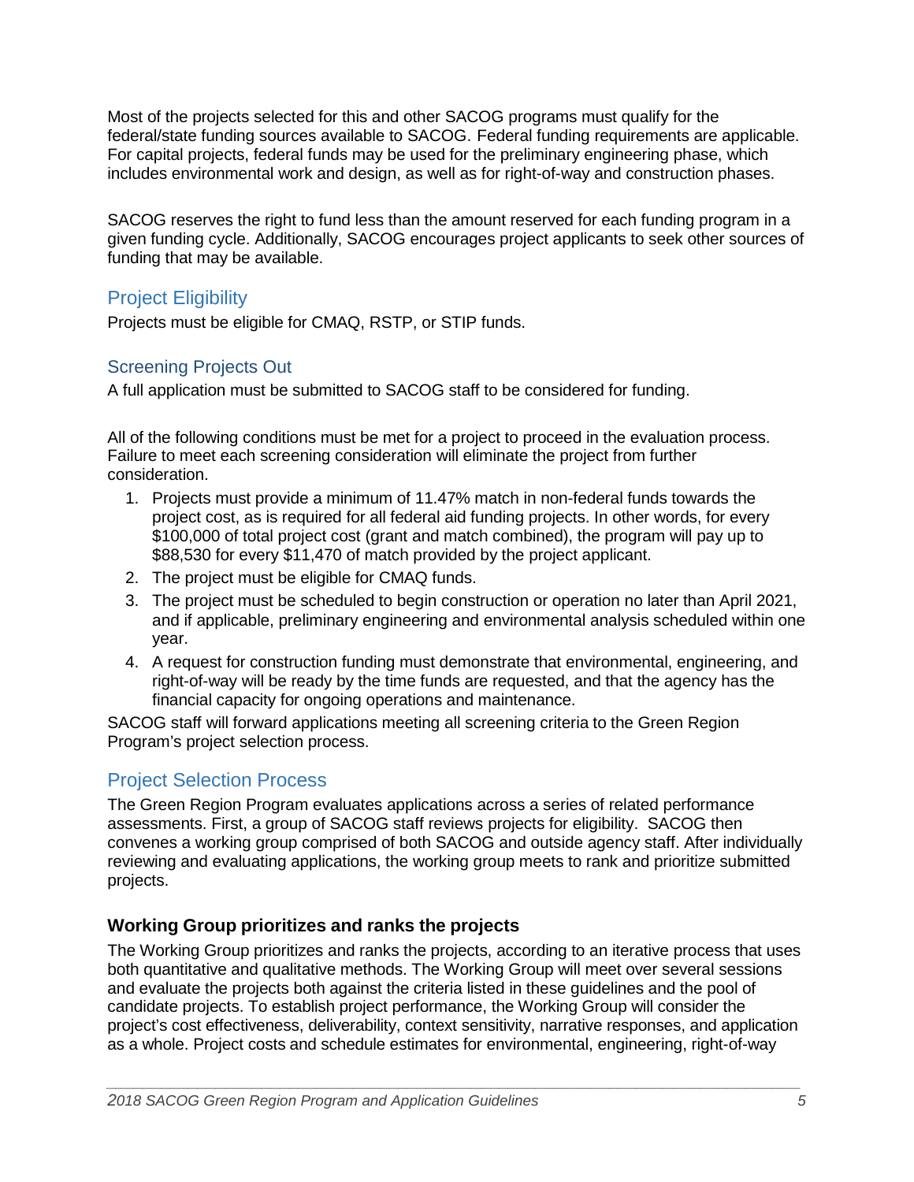Most of the projects selected for this and other SACOG programs must qualify for the federal/state funding sources available to SACOG. Federal funding requirements are applicable. For capital projects, federal funds may be used for the preliminary engineering phase, which includes environmental work and design, as well as for right-of-way and construction phases.

SACOG reserves the right to fund less than the amount reserved for each funding program in a given funding cycle. Additionally, SACOG encourages project applicants to seek other sources of funding that may be available.

## Project Eligibility

Projects must be eligible for CMAQ, RSTP, or STIP funds.

### Screening Projects Out

A full application must be submitted to SACOG staff to be considered for funding.

All of the following conditions must be met for a project to proceed in the evaluation process. Failure to meet each screening consideration will eliminate the project from further consideration.

1. Projects must provide a minimum of 11.47% match in non-federal funds towards the project cost, as is required for all federal aid funding projects. In other words, for every $100,000 of total project cost (grant and match combined), the program will pay up to $88,530 for every $11,470 of match provided by the project applicant.
2. The project must be eligible for CMAQ funds.
3. The project must be scheduled to begin construction or operation no later than April 2021, and if applicable, preliminary engineering and environmental analysis scheduled within one year.
4. A request for construction funding must demonstrate that environmental, engineering, and right-of-way will be ready by the time funds are requested, and that the agency has the financial capacity for ongoing operations and maintenance.

SACOG staff will forward applications meeting all screening criteria to the Green Region Program's project selection process.

## Project Selection Process

The Green Region Program evaluates applications across a series of related performance assessments. First, a group of SACOG staff reviews projects for eligibility. SACOG then convenes a working group comprised of both SACOG and outside agency staff. After individually reviewing and evaluating applications, the working group meets to rank and prioritize submitted projects.

### Working Group prioritizes and ranks the projects

The Working Group prioritizes and ranks the projects, according to an iterative process that uses both quantitative and qualitative methods. The Working Group will meet over several sessions and evaluate the projects both against the criteria listed in these guidelines and the pool of candidate projects. To establish project performance, the Working Group will consider the project's cost effectiveness, deliverability, context sensitivity, narrative responses, and application as a whole. Project costs and schedule estimates for environmental, engineering, right-of-way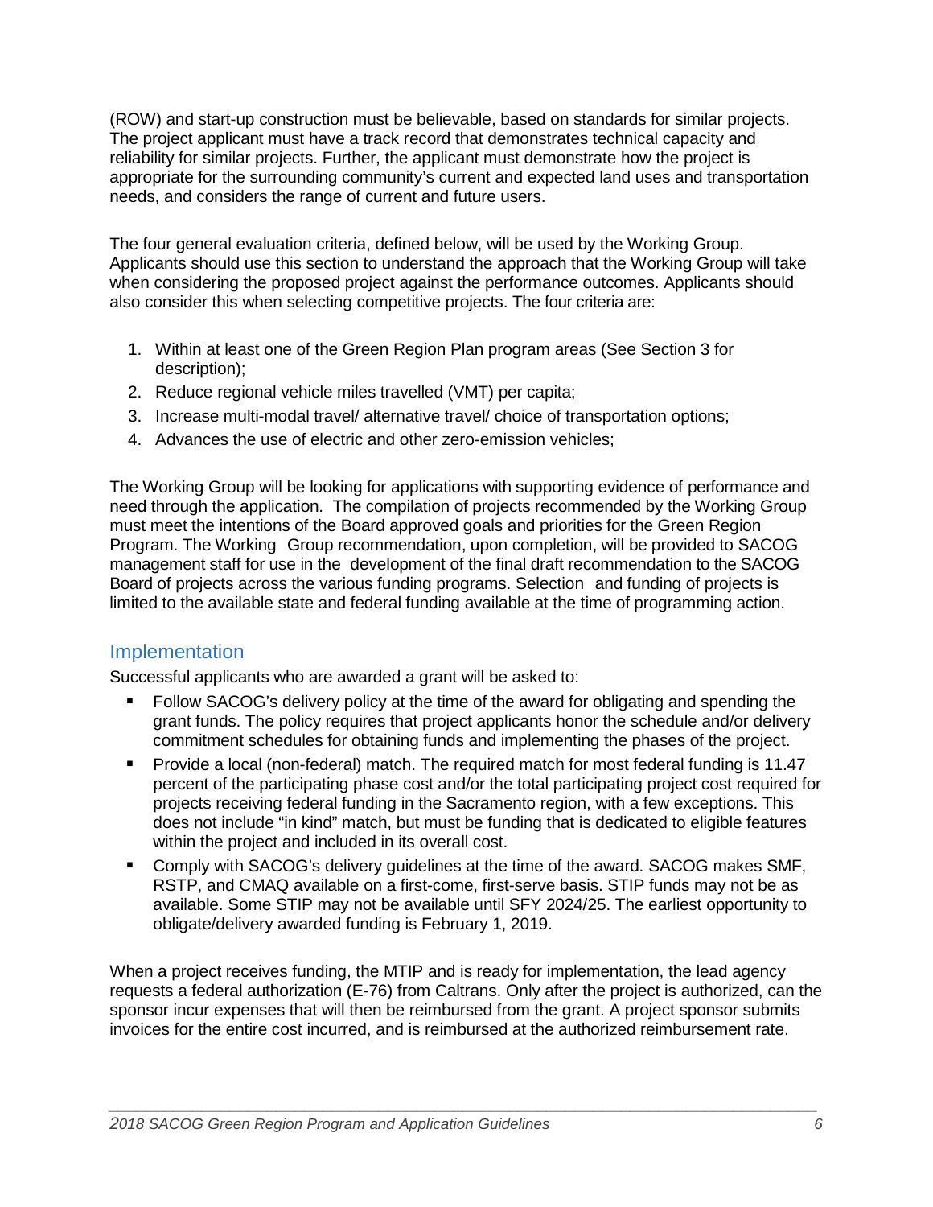(ROW) and start-up construction must be believable, based on standards for similar projects. The project applicant must have a track record that demonstrates technical capacity and reliability for similar projects. Further, the applicant must demonstrate how the project is appropriate for the surrounding community's current and expected land uses and transportation needs, and considers the range of current and future users.

The four general evaluation criteria, defined below, will be used by the Working Group. Applicants should use this section to understand the approach that the Working Group will take when considering the proposed project against the performance outcomes. Applicants should also consider this when selecting competitive projects. The four criteria are:

1. Within at least one of the Green Region Plan program areas (See Section 3 for description);
2. Reduce regional vehicle miles travelled (VMT) per capita;
3. Increase multi-modal travel/ alternative travel/ choice of transportation options;
4. Advances the use of electric and other zero-emission vehicles;

The Working Group will be looking for applications with supporting evidence of performance and need through the application. The compilation of projects recommended by the Working Group must meet the intentions of the Board approved goals and priorities for the Green Region Program. The Working Group recommendation, upon completion, will be provided to SACOG management staff for use in the development of the final draft recommendation to the SACOG Board of projects across the various funding programs. Selection and funding of projects is limited to the available state and federal funding available at the time of programming action.

## Implementation

Successful applicants who are awarded a grant will be asked to:

- Follow SACOG's delivery policy at the time of the award for obligating and spending the grant funds. The policy requires that project applicants honor the schedule and/or delivery commitment schedules for obtaining funds and implementing the phases of the project.
- Provide a local (non-federal) match. The required match for most federal funding is 11.47 percent of the participating phase cost and/or the total participating project cost required for projects receiving federal funding in the Sacramento region, with a few exceptions. This does not include "in kind" match, but must be funding that is dedicated to eligible features within the project and included in its overall cost.
- Comply with SACOG's delivery guidelines at the time of the award. SACOG makes SMF, RSTP, and CMAQ available on a first-come, first-serve basis. STIP funds may not be as available. Some STIP may not be available until SFY 2024/25. The earliest opportunity to obligate/delivery awarded funding is February 1, 2019.

When a project receives funding, the MTIP and is ready for implementation, the lead agency requests a federal authorization (E-76) from Caltrans. Only after the project is authorized, can the sponsor incur expenses that will then be reimbursed from the grant. A project sponsor submits invoices for the entire cost incurred, and is reimbursed at the authorized reimbursement rate.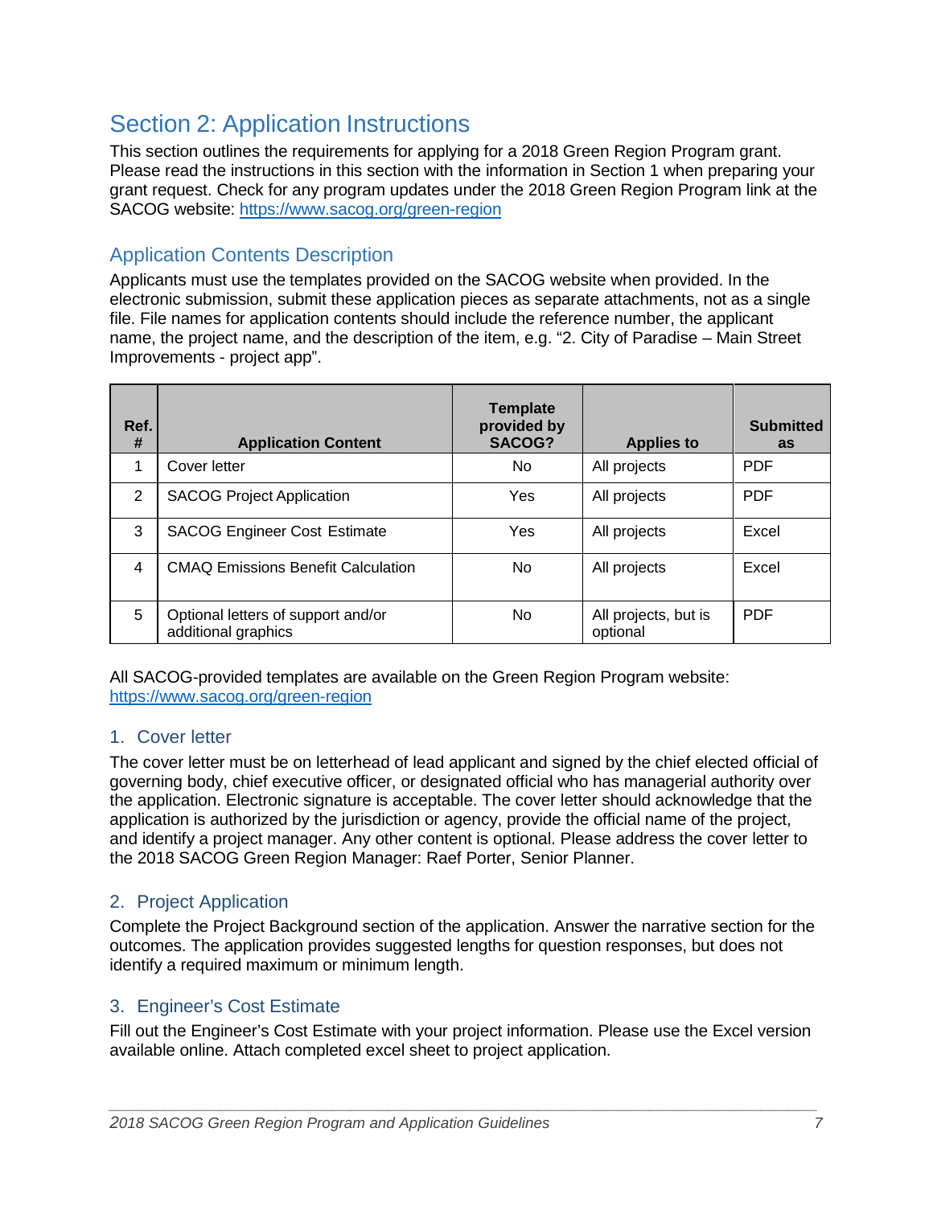# Section 2: Application Instructions

This section outlines the requirements for applying for a 2018 Green Region Program grant. Please read the instructions in this section with the information in Section 1 when preparing your grant request. Check for any program updates under the 2018 Green Region Program link at the SACOG website: https://www.sacog.org/green-region

## Application Contents Description

Applicants must use the templates provided on the SACOG website when provided. In the electronic submission, submit these application pieces as separate attachments, not as a single file. File names for application contents should include the reference number, the applicant name, the project name, and the description of the item, e.g. "2. City of Paradise – Main Street Improvements - project app".

| Ref. # | Application Content | Template provided by SACOG? | Applies to | Submitted as |
|---|---|---|---|---|
| 1 | Cover letter | No | All projects | PDF |
| 2 | SACOG Project Application | Yes | All projects | PDF |
| 3 | SACOG Engineer Cost Estimate | Yes | All projects | Excel |
| 4 | CMAQ Emissions Benefit Calculation | No | All projects | Excel |
| 5 | Optional letters of support and/or additional graphics | No | All projects, but is optional | PDF |

All SACOG-provided templates are available on the Green Region Program website: https://www.sacog.org/green-region

### 1. Cover letter

The cover letter must be on letterhead of lead applicant and signed by the chief elected official of governing body, chief executive officer, or designated official who has managerial authority over the application. Electronic signature is acceptable. The cover letter should acknowledge that the application is authorized by the jurisdiction or agency, provide the official name of the project, and identify a project manager. Any other content is optional. Please address the cover letter to the 2018 SACOG Green Region Manager: Raef Porter, Senior Planner.

### 2. Project Application

Complete the Project Background section of the application. Answer the narrative section for the outcomes. The application provides suggested lengths for question responses, but does not identify a required maximum or minimum length.

### 3. Engineer's Cost Estimate

Fill out the Engineer's Cost Estimate with your project information. Please use the Excel version available online. Attach completed excel sheet to project application.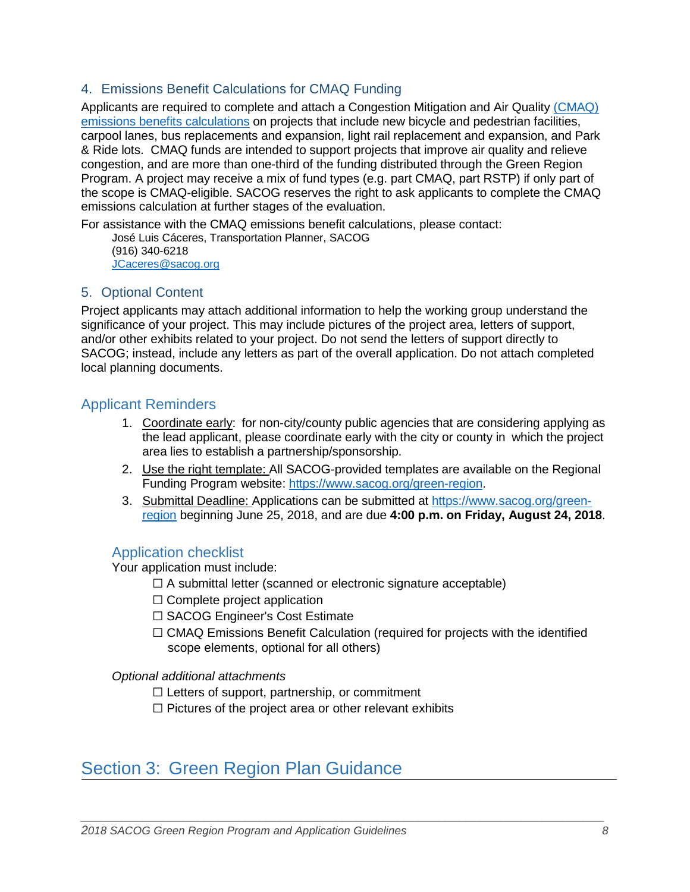### 4. Emissions Benefit Calculations for CMAQ Funding

Applicants are required to complete and attach a Congestion Mitigation and Air Quality (CMAQ) emissions benefits calculations on projects that include new bicycle and pedestrian facilities, carpool lanes, bus replacements and expansion, light rail replacement and expansion, and Park & Ride lots. CMAQ funds are intended to support projects that improve air quality and relieve congestion, and are more than one-third of the funding distributed through the Green Region Program. A project may receive a mix of fund types (e.g. part CMAQ, part RSTP) if only part of the scope is CMAQ-eligible. SACOG reserves the right to ask applicants to complete the CMAQ emissions calculation at further stages of the evaluation.

For assistance with the CMAQ emissions benefit calculations, please contact:

José Luis Cáceres, Transportation Planner, SACOG
(916) 340-6218
JCaceres@sacog.org

### 5. Optional Content

Project applicants may attach additional information to help the working group understand the significance of your project. This may include pictures of the project area, letters of support, and/or other exhibits related to your project. Do not send the letters of support directly to SACOG; instead, include any letters as part of the overall application. Do not attach completed local planning documents.

## Applicant Reminders

1. Coordinate early: for non-city/county public agencies that are considering applying as the lead applicant, please coordinate early with the city or county in which the project area lies to establish a partnership/sponsorship.
2. Use the right template: All SACOG-provided templates are available on the Regional Funding Program website: https://www.sacog.org/green-region.
3. Submittal Deadline: Applications can be submitted at https://www.sacog.org/green-region beginning June 25, 2018, and are due **4:00 p.m. on Friday, August 24, 2018**.

### Application checklist

Your application must include:

- ☐ A submittal letter (scanned or electronic signature acceptable)
- ☐ Complete project application
- ☐ SACOG Engineer's Cost Estimate
- ☐ CMAQ Emissions Benefit Calculation (required for projects with the identified scope elements, optional for all others)

*Optional additional attachments*

- ☐ Letters of support, partnership, or commitment
- ☐ Pictures of the project area or other relevant exhibits

# Section 3: Green Region Plan Guidance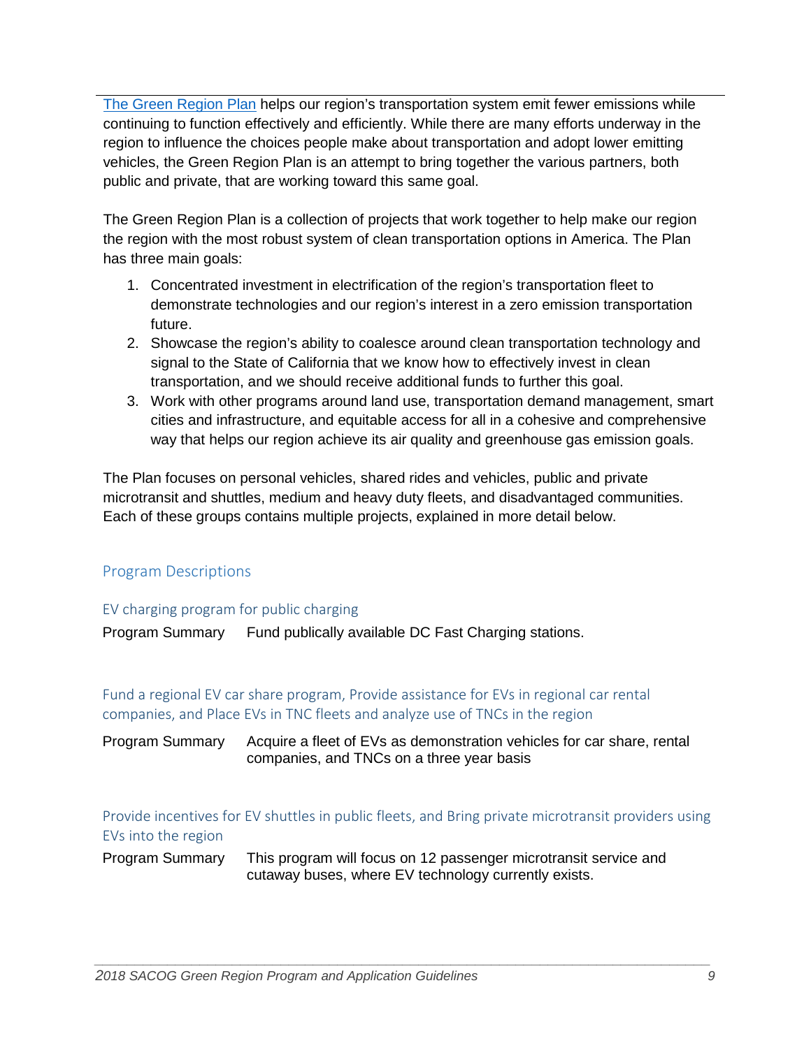The Green Region Plan helps our region's transportation system emit fewer emissions while continuing to function effectively and efficiently. While there are many efforts underway in the region to influence the choices people make about transportation and adopt lower emitting vehicles, the Green Region Plan is an attempt to bring together the various partners, both public and private, that are working toward this same goal.

The Green Region Plan is a collection of projects that work together to help make our region the region with the most robust system of clean transportation options in America. The Plan has three main goals:

1. Concentrated investment in electrification of the region's transportation fleet to demonstrate technologies and our region's interest in a zero emission transportation future.
2. Showcase the region's ability to coalesce around clean transportation technology and signal to the State of California that we know how to effectively invest in clean transportation, and we should receive additional funds to further this goal.
3. Work with other programs around land use, transportation demand management, smart cities and infrastructure, and equitable access for all in a cohesive and comprehensive way that helps our region achieve its air quality and greenhouse gas emission goals.

The Plan focuses on personal vehicles, shared rides and vehicles, public and private microtransit and shuttles, medium and heavy duty fleets, and disadvantaged communities. Each of these groups contains multiple projects, explained in more detail below.

## Program Descriptions

### EV charging program for public charging

Program Summary Fund publically available DC Fast Charging stations.

### Fund a regional EV car share program, Provide assistance for EVs in regional car rental companies, and Place EVs in TNC fleets and analyze use of TNCs in the region

Program Summary Acquire a fleet of EVs as demonstration vehicles for car share, rental companies, and TNCs on a three year basis

### Provide incentives for EV shuttles in public fleets, and Bring private microtransit providers using EVs into the region

Program Summary This program will focus on 12 passenger microtransit service and cutaway buses, where EV technology currently exists.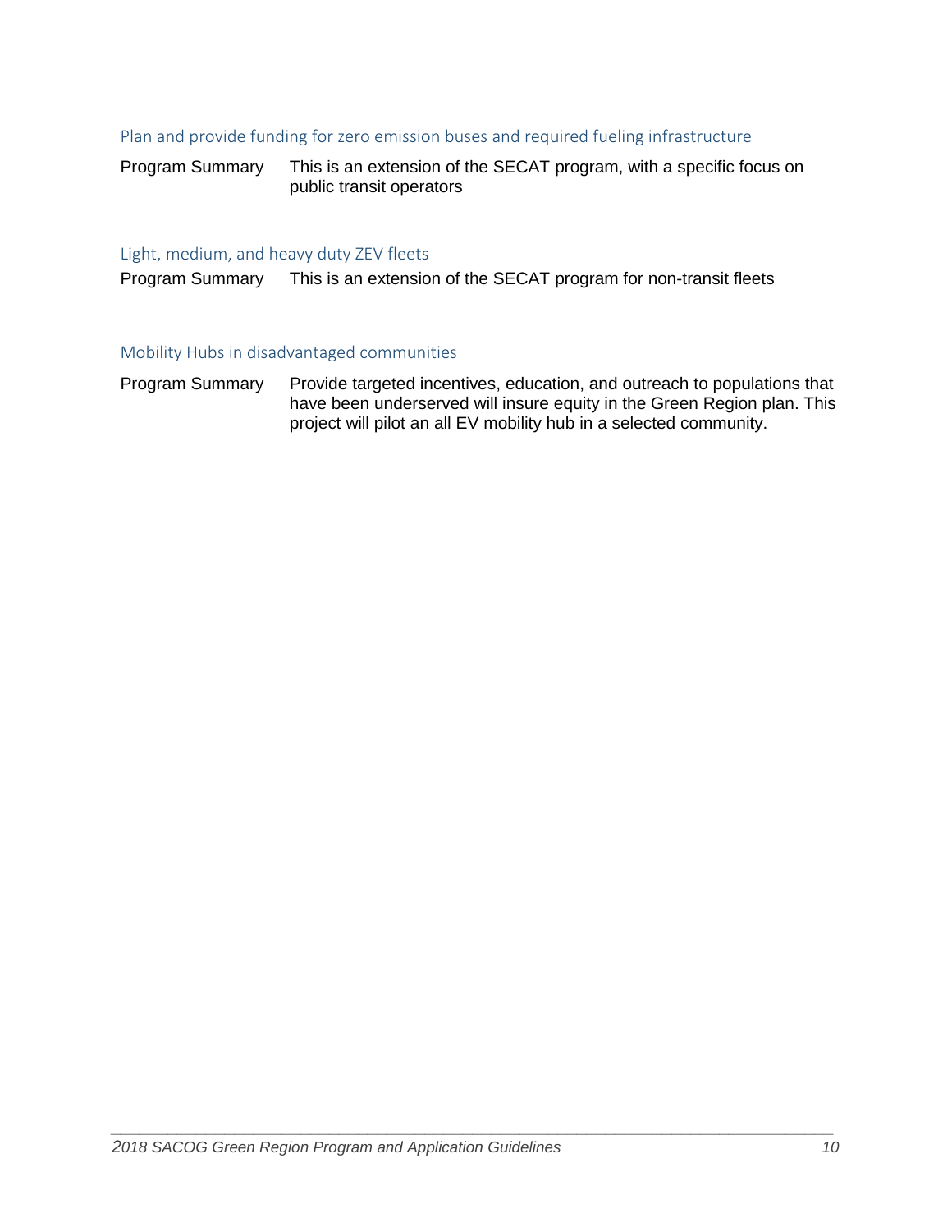### Plan and provide funding for zero emission buses and required fueling infrastructure

| | |
|---|---|
| Program Summary | This is an extension of the SECAT program, with a specific focus on public transit operators |

### Light, medium, and heavy duty ZEV fleets

| | |
|---|---|
| Program Summary | This is an extension of the SECAT program for non-transit fleets |

### Mobility Hubs in disadvantaged communities

| | |
|---|---|
| Program Summary | Provide targeted incentives, education, and outreach to populations that have been underserved will insure equity in the Green Region plan. This project will pilot an all EV mobility hub in a selected community. |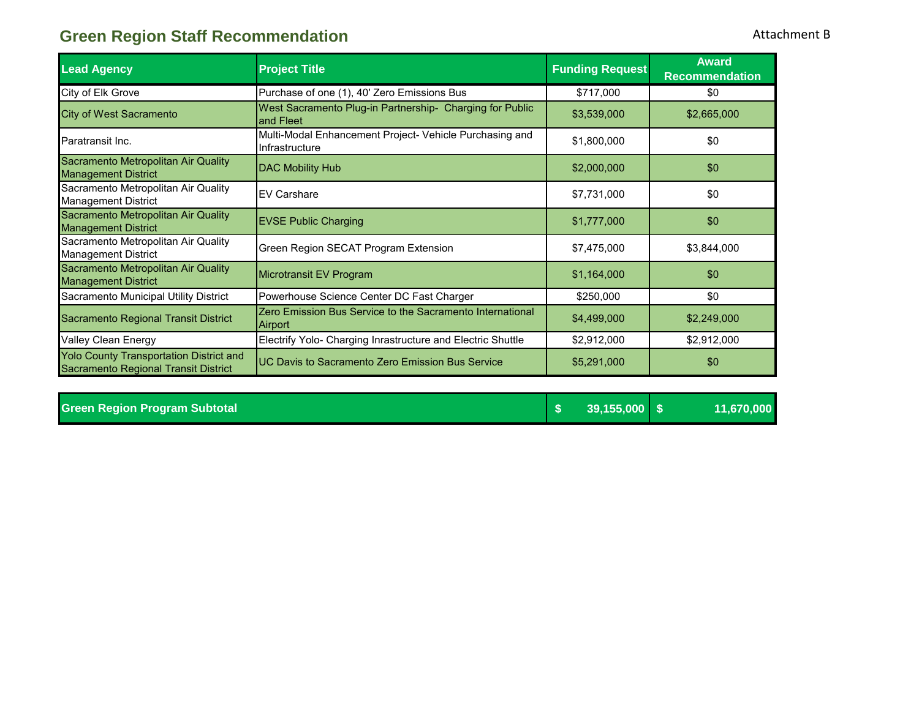## Green Region Staff Recommendation

Attachment B

| Lead Agency | Project Title | Funding Request | Award Recommendation |
|---|---|---|---|
| City of Elk Grove | Purchase of one (1), 40' Zero Emissions Bus | $717,000 | $0 |
| City of West Sacramento | West Sacramento Plug-in Partnership- Charging for Public and Fleet | $3,539,000 | $2,665,000 |
| Paratransit Inc. | Multi-Modal Enhancement Project- Vehicle Purchasing and Infrastructure | $1,800,000 | $0 |
| Sacramento Metropolitan Air Quality Management District | DAC Mobility Hub | $2,000,000 | $0 |
| Sacramento Metropolitan Air Quality Management District | EV Carshare | $7,731,000 | $0 |
| Sacramento Metropolitan Air Quality Management District | EVSE Public Charging | $1,777,000 | $0 |
| Sacramento Metropolitan Air Quality Management District | Green Region SECAT Program Extension | $7,475,000 | $3,844,000 |
| Sacramento Metropolitan Air Quality Management District | Microtransit EV Program | $1,164,000 | $0 |
| Sacramento Municipal Utility District | Powerhouse Science Center DC Fast Charger | $250,000 | $0 |
| Sacramento Regional Transit District | Zero Emission Bus Service to the Sacramento International Airport | $4,499,000 | $2,249,000 |
| Valley Clean Energy | Electrify Yolo- Charging Inrastructure and Electric Shuttle | $2,912,000 | $2,912,000 |
| Yolo County Transportation District and Sacramento Regional Transit District | UC Davis to Sacramento Zero Emission Bus Service | $5,291,000 | $0 |
| **Green Region Program Subtotal** | | **$ 39,155,000** | **$ 11,670,000** |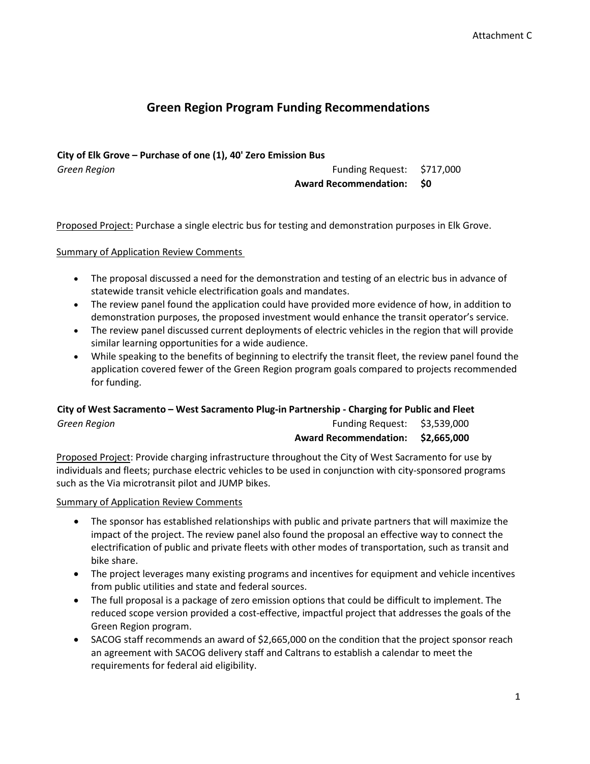Attachment C

# Green Region Program Funding Recommendations

**City of Elk Grove – Purchase of one (1), 40' Zero Emission Bus**

*Green Region* Funding Request: $717,000

**Award Recommendation: $0**

Proposed Project: Purchase a single electric bus for testing and demonstration purposes in Elk Grove.

Summary of Application Review Comments

- The proposal discussed a need for the demonstration and testing of an electric bus in advance of statewide transit vehicle electrification goals and mandates.
- The review panel found the application could have provided more evidence of how, in addition to demonstration purposes, the proposed investment would enhance the transit operator's service.
- The review panel discussed current deployments of electric vehicles in the region that will provide similar learning opportunities for a wide audience.
- While speaking to the benefits of beginning to electrify the transit fleet, the review panel found the application covered fewer of the Green Region program goals compared to projects recommended for funding.

**City of West Sacramento – West Sacramento Plug-in Partnership - Charging for Public and Fleet**

*Green Region* Funding Request: $3,539,000

**Award Recommendation: $2,665,000**

Proposed Project: Provide charging infrastructure throughout the City of West Sacramento for use by individuals and fleets; purchase electric vehicles to be used in conjunction with city-sponsored programs such as the Via microtransit pilot and JUMP bikes.

Summary of Application Review Comments

- The sponsor has established relationships with public and private partners that will maximize the impact of the project. The review panel also found the proposal an effective way to connect the electrification of public and private fleets with other modes of transportation, such as transit and bike share.
- The project leverages many existing programs and incentives for equipment and vehicle incentives from public utilities and state and federal sources.
- The full proposal is a package of zero emission options that could be difficult to implement. The reduced scope version provided a cost-effective, impactful project that addresses the goals of the Green Region program.
- SACOG staff recommends an award of $2,665,000 on the condition that the project sponsor reach an agreement with SACOG delivery staff and Caltrans to establish a calendar to meet the requirements for federal aid eligibility.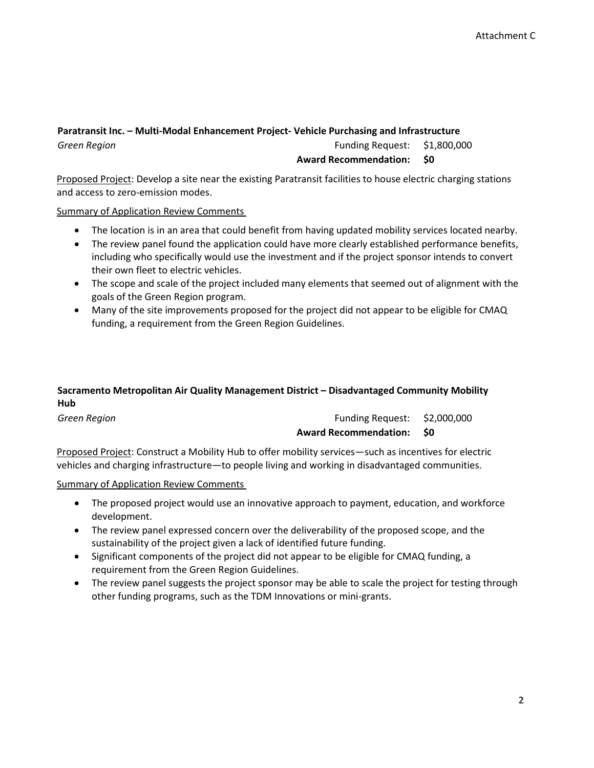Attachment C

**Paratransit Inc. – Multi-Modal Enhancement Project- Vehicle Purchasing and Infrastructure**

*Green Region* Funding Request: $1,800,000

**Award Recommendation: $0**

Proposed Project: Develop a site near the existing Paratransit facilities to house electric charging stations and access to zero-emission modes.

Summary of Application Review Comments

- The location is in an area that could benefit from having updated mobility services located nearby.
- The review panel found the application could have more clearly established performance benefits, including who specifically would use the investment and if the project sponsor intends to convert their own fleet to electric vehicles.
- The scope and scale of the project included many elements that seemed out of alignment with the goals of the Green Region program.
- Many of the site improvements proposed for the project did not appear to be eligible for CMAQ funding, a requirement from the Green Region Guidelines.

**Sacramento Metropolitan Air Quality Management District – Disadvantaged Community Mobility Hub**

*Green Region* Funding Request: $2,000,000

**Award Recommendation: $0**

Proposed Project: Construct a Mobility Hub to offer mobility services—such as incentives for electric vehicles and charging infrastructure—to people living and working in disadvantaged communities.

Summary of Application Review Comments

- The proposed project would use an innovative approach to payment, education, and workforce development.
- The review panel expressed concern over the deliverability of the proposed scope, and the sustainability of the project given a lack of identified future funding.
- Significant components of the project did not appear to be eligible for CMAQ funding, a requirement from the Green Region Guidelines.
- The review panel suggests the project sponsor may be able to scale the project for testing through other funding programs, such as the TDM Innovations or mini-grants.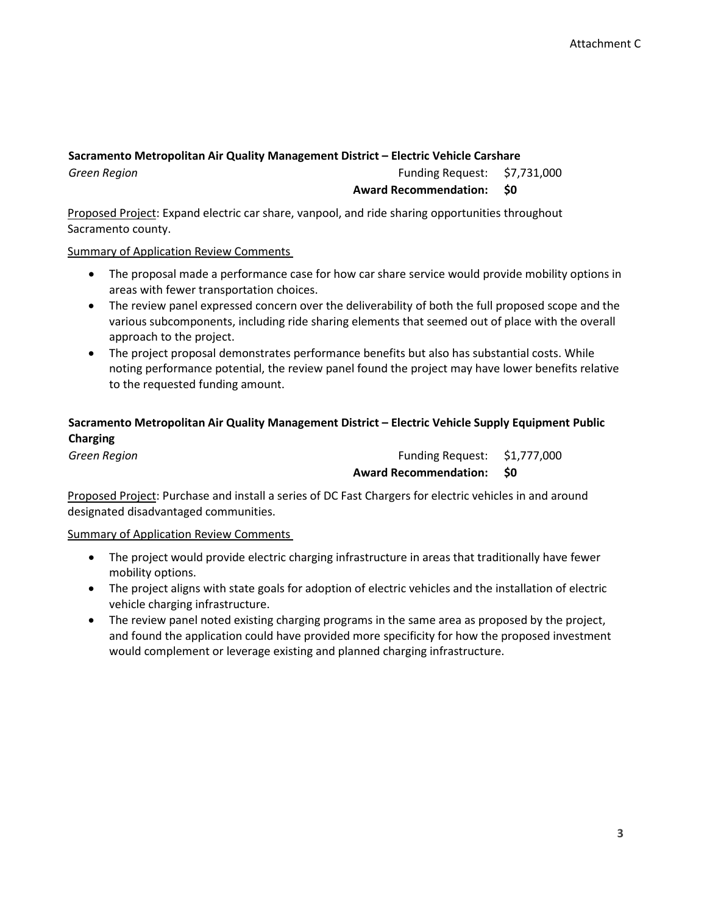**Sacramento Metropolitan Air Quality Management District – Electric Vehicle Carshare**

*Green Region* Funding Request: $7,731,000

**Award Recommendation: $0**

Proposed Project: Expand electric car share, vanpool, and ride sharing opportunities throughout Sacramento county.

Summary of Application Review Comments

- The proposal made a performance case for how car share service would provide mobility options in areas with fewer transportation choices.
- The review panel expressed concern over the deliverability of both the full proposed scope and the various subcomponents, including ride sharing elements that seemed out of place with the overall approach to the project.
- The project proposal demonstrates performance benefits but also has substantial costs. While noting performance potential, the review panel found the project may have lower benefits relative to the requested funding amount.

**Sacramento Metropolitan Air Quality Management District – Electric Vehicle Supply Equipment Public Charging**

*Green Region* Funding Request: $1,777,000

**Award Recommendation: $0**

Proposed Project: Purchase and install a series of DC Fast Chargers for electric vehicles in and around designated disadvantaged communities.

Summary of Application Review Comments

- The project would provide electric charging infrastructure in areas that traditionally have fewer mobility options.
- The project aligns with state goals for adoption of electric vehicles and the installation of electric vehicle charging infrastructure.
- The review panel noted existing charging programs in the same area as proposed by the project, and found the application could have provided more specificity for how the proposed investment would complement or leverage existing and planned charging infrastructure.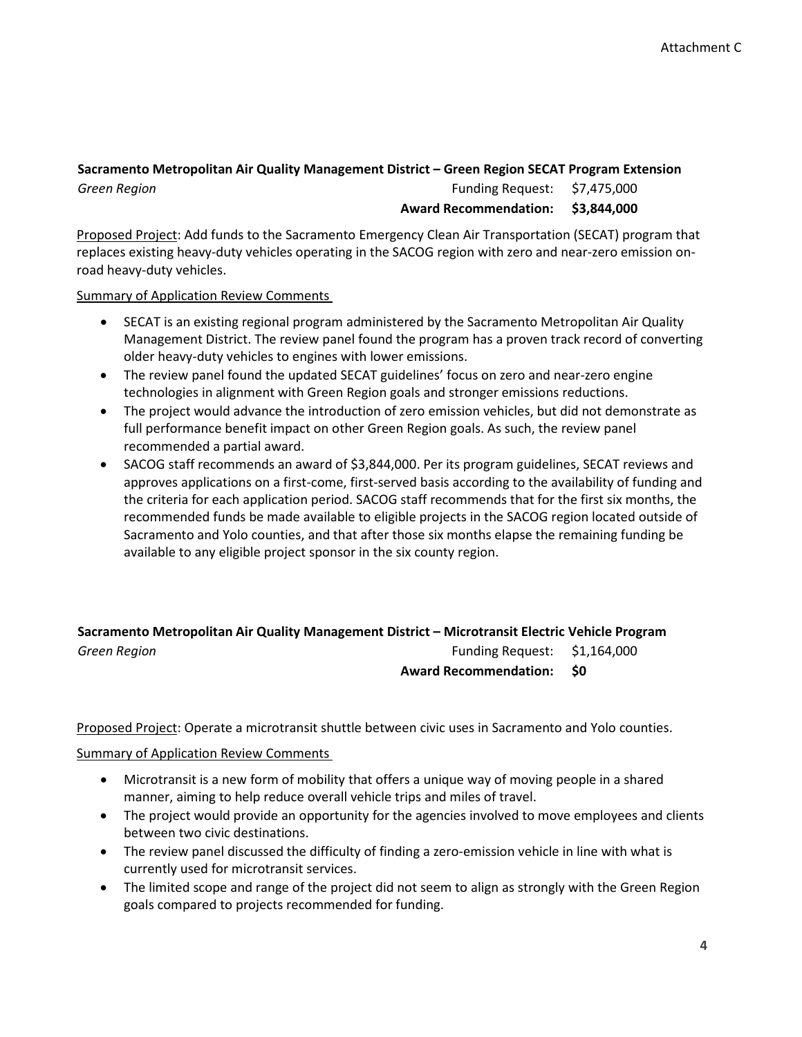**Sacramento Metropolitan Air Quality Management District – Green Region SECAT Program Extension**

*Green Region* Funding Request: $7,475,000

**Award Recommendation: $3,844,000**

Proposed Project: Add funds to the Sacramento Emergency Clean Air Transportation (SECAT) program that replaces existing heavy-duty vehicles operating in the SACOG region with zero and near-zero emission on-road heavy-duty vehicles.

Summary of Application Review Comments

- SECAT is an existing regional program administered by the Sacramento Metropolitan Air Quality Management District. The review panel found the program has a proven track record of converting older heavy-duty vehicles to engines with lower emissions.
- The review panel found the updated SECAT guidelines' focus on zero and near-zero engine technologies in alignment with Green Region goals and stronger emissions reductions.
- The project would advance the introduction of zero emission vehicles, but did not demonstrate as full performance benefit impact on other Green Region goals. As such, the review panel recommended a partial award.
- SACOG staff recommends an award of $3,844,000. Per its program guidelines, SECAT reviews and approves applications on a first-come, first-served basis according to the availability of funding and the criteria for each application period. SACOG staff recommends that for the first six months, the recommended funds be made available to eligible projects in the SACOG region located outside of Sacramento and Yolo counties, and that after those six months elapse the remaining funding be available to any eligible project sponsor in the six county region.

**Sacramento Metropolitan Air Quality Management District – Microtransit Electric Vehicle Program**

*Green Region* Funding Request: $1,164,000

**Award Recommendation: $0**

Proposed Project: Operate a microtransit shuttle between civic uses in Sacramento and Yolo counties.

Summary of Application Review Comments

- Microtransit is a new form of mobility that offers a unique way of moving people in a shared manner, aiming to help reduce overall vehicle trips and miles of travel.
- The project would provide an opportunity for the agencies involved to move employees and clients between two civic destinations.
- The review panel discussed the difficulty of finding a zero-emission vehicle in line with what is currently used for microtransit services.
- The limited scope and range of the project did not seem to align as strongly with the Green Region goals compared to projects recommended for funding.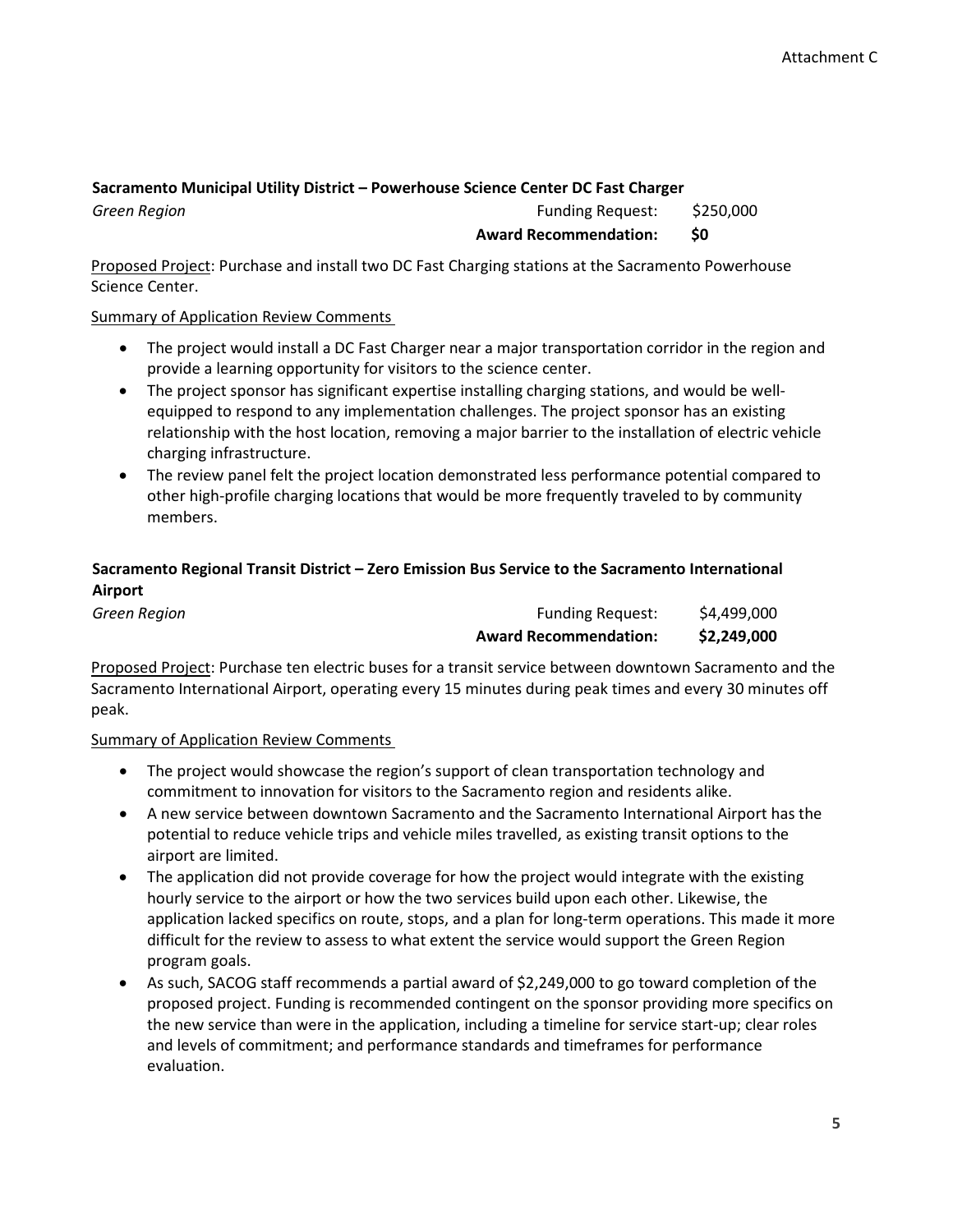**Sacramento Municipal Utility District – Powerhouse Science Center DC Fast Charger**

*Green Region* — Funding Request: $250,000

**Award Recommendation: $0**

Proposed Project: Purchase and install two DC Fast Charging stations at the Sacramento Powerhouse Science Center.

Summary of Application Review Comments

- The project would install a DC Fast Charger near a major transportation corridor in the region and provide a learning opportunity for visitors to the science center.
- The project sponsor has significant expertise installing charging stations, and would be well-equipped to respond to any implementation challenges. The project sponsor has an existing relationship with the host location, removing a major barrier to the installation of electric vehicle charging infrastructure.
- The review panel felt the project location demonstrated less performance potential compared to other high-profile charging locations that would be more frequently traveled to by community members.

**Sacramento Regional Transit District – Zero Emission Bus Service to the Sacramento International Airport**

*Green Region* — Funding Request: $4,499,000

**Award Recommendation: $2,249,000**

Proposed Project: Purchase ten electric buses for a transit service between downtown Sacramento and the Sacramento International Airport, operating every 15 minutes during peak times and every 30 minutes off peak.

Summary of Application Review Comments

- The project would showcase the region's support of clean transportation technology and commitment to innovation for visitors to the Sacramento region and residents alike.
- A new service between downtown Sacramento and the Sacramento International Airport has the potential to reduce vehicle trips and vehicle miles travelled, as existing transit options to the airport are limited.
- The application did not provide coverage for how the project would integrate with the existing hourly service to the airport or how the two services build upon each other. Likewise, the application lacked specifics on route, stops, and a plan for long-term operations. This made it more difficult for the review to assess to what extent the service would support the Green Region program goals.
- As such, SACOG staff recommends a partial award of $2,249,000 to go toward completion of the proposed project. Funding is recommended contingent on the sponsor providing more specifics on the new service than were in the application, including a timeline for service start-up; clear roles and levels of commitment; and performance standards and timeframes for performance evaluation.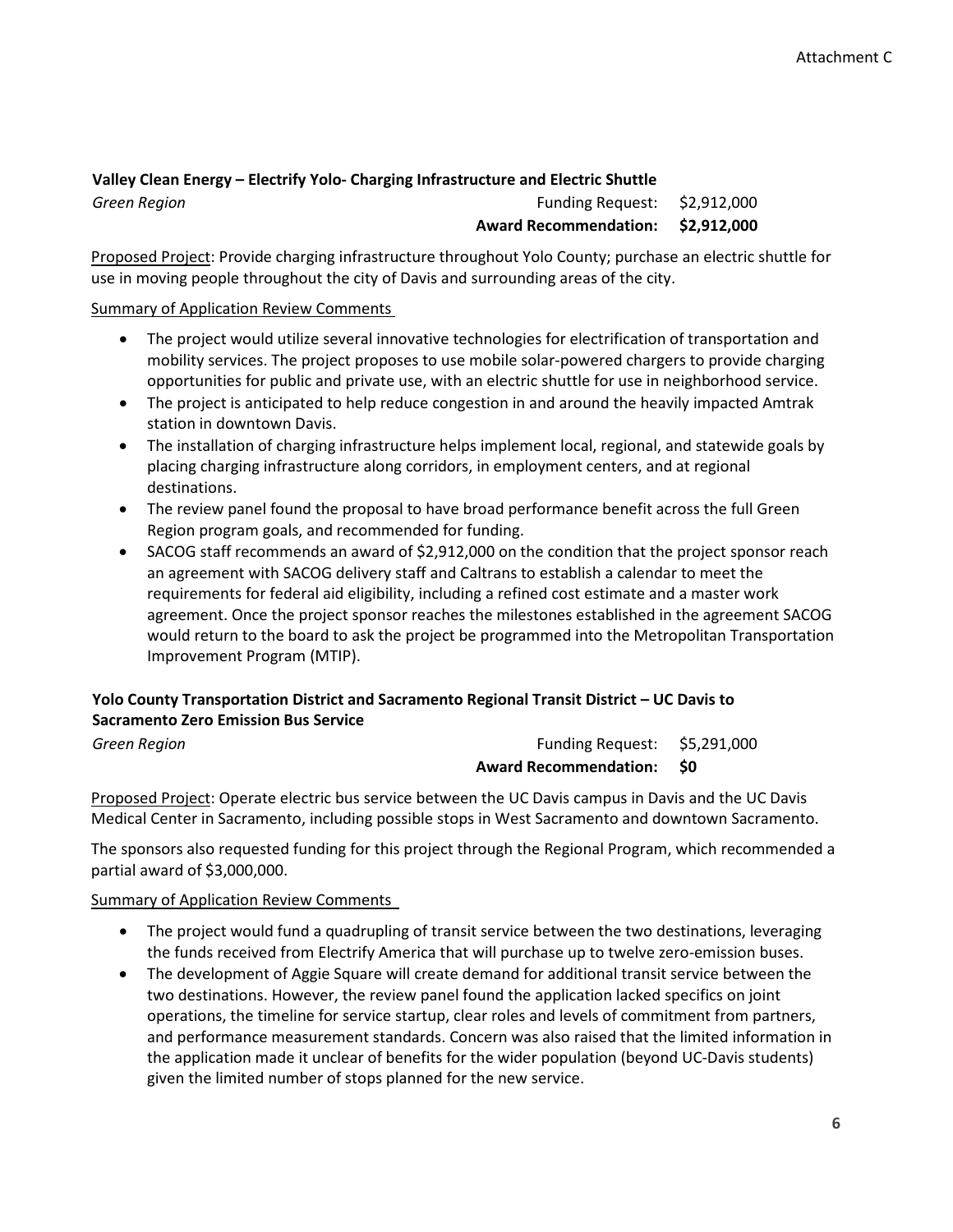### Valley Clean Energy – Electrify Yolo- Charging Infrastructure and Electric Shuttle

*Green Region* Funding Request: $2,912,000

**Award Recommendation: $2,912,000**

Proposed Project: Provide charging infrastructure throughout Yolo County; purchase an electric shuttle for use in moving people throughout the city of Davis and surrounding areas of the city.

Summary of Application Review Comments

- The project would utilize several innovative technologies for electrification of transportation and mobility services. The project proposes to use mobile solar-powered chargers to provide charging opportunities for public and private use, with an electric shuttle for use in neighborhood service.
- The project is anticipated to help reduce congestion in and around the heavily impacted Amtrak station in downtown Davis.
- The installation of charging infrastructure helps implement local, regional, and statewide goals by placing charging infrastructure along corridors, in employment centers, and at regional destinations.
- The review panel found the proposal to have broad performance benefit across the full Green Region program goals, and recommended for funding.
- SACOG staff recommends an award of $2,912,000 on the condition that the project sponsor reach an agreement with SACOG delivery staff and Caltrans to establish a calendar to meet the requirements for federal aid eligibility, including a refined cost estimate and a master work agreement. Once the project sponsor reaches the milestones established in the agreement SACOG would return to the board to ask the project be programmed into the Metropolitan Transportation Improvement Program (MTIP).

### Yolo County Transportation District and Sacramento Regional Transit District – UC Davis to Sacramento Zero Emission Bus Service

*Green Region* Funding Request: $5,291,000

**Award Recommendation: $0**

Proposed Project: Operate electric bus service between the UC Davis campus in Davis and the UC Davis Medical Center in Sacramento, including possible stops in West Sacramento and downtown Sacramento.

The sponsors also requested funding for this project through the Regional Program, which recommended a partial award of $3,000,000.

Summary of Application Review Comments

- The project would fund a quadrupling of transit service between the two destinations, leveraging the funds received from Electrify America that will purchase up to twelve zero-emission buses.
- The development of Aggie Square will create demand for additional transit service between the two destinations. However, the review panel found the application lacked specifics on joint operations, the timeline for service startup, clear roles and levels of commitment from partners, and performance measurement standards. Concern was also raised that the limited information in the application made it unclear of benefits for the wider population (beyond UC-Davis students) given the limited number of stops planned for the new service.